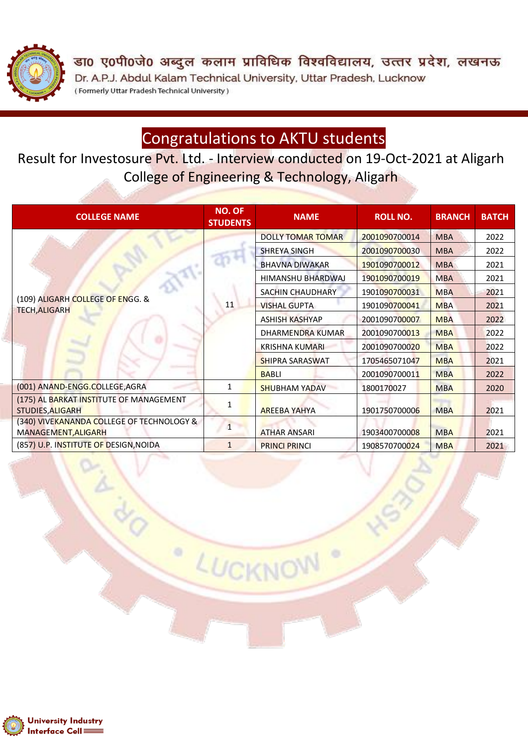डा0 ए0पी0जे0 अब्दुल कलाम प्राविधिक विश्वविद्यालय, उत्तर प्रदेश, लखनऊ

Dr. A.P.J. Abdul Kalam Technical University, Uttar Pradesh, Lucknow

( Formerly Uttar Pradesh Technical University )

# Congratulations to AKTU students

## Result for Investosure Pvt. Ltd. - Interview conducted on 19-Oct-2021 at Aligarh College of Engineering & Technology, Aligarh

| COLLEGE NAME | NO. OF STUDENTS | NAME | ROLL NO. | BRANCH | BATCH |
|---|---|---|---|---|---|
| (109) ALIGARH COLLEGE OF ENGG. & TECH,ALIGARH | 11 | DOLLY TOMAR TOMAR | 2001090700014 | MBA | 2022 |
| | | SHREYA SINGH | 2001090700030 | MBA | 2022 |
| | | BHAVNA DIWAKAR | 1901090700012 | MBA | 2021 |
| | | HIMANSHU BHARDWAJ | 1901090700019 | MBA | 2021 |
| | | SACHIN CHAUDHARY | 1901090700031 | MBA | 2021 |
| | | VISHAL GUPTA | 1901090700041 | MBA | 2021 |
| | | ASHISH KASHYAP | 2001090700007 | MBA | 2022 |
| | | DHARMENDRA KUMAR | 2001090700013 | MBA | 2022 |
| | | KRISHNA KUMARI | 2001090700020 | MBA | 2022 |
| | | SHIPRA SARASWAT | 1705465071047 | MBA | 2021 |
| | | BABLI | 2001090700011 | MBA | 2022 |
| (001) ANAND-ENGG.COLLEGE,AGRA | 1 | SHUBHAM YADAV | 1800170027 | MBA | 2020 |
| (175) AL BARKAT INSTITUTE OF MANAGEMENT STUDIES,ALIGARH | 1 | AREEBA YAHYA | 1901750700006 | MBA | 2021 |
| (340) VIVEKANANDA COLLEGE OF TECHNOLOGY & MANAGEMENT,ALIGARH | 1 | ATHAR ANSARI | 1903400700008 | MBA | 2021 |
| (857) U.P. INSTITUTE OF DESIGN,NOIDA | 1 | PRINCI PRINCI | 1908570700024 | MBA | 2021 |

University Industry Interface Cell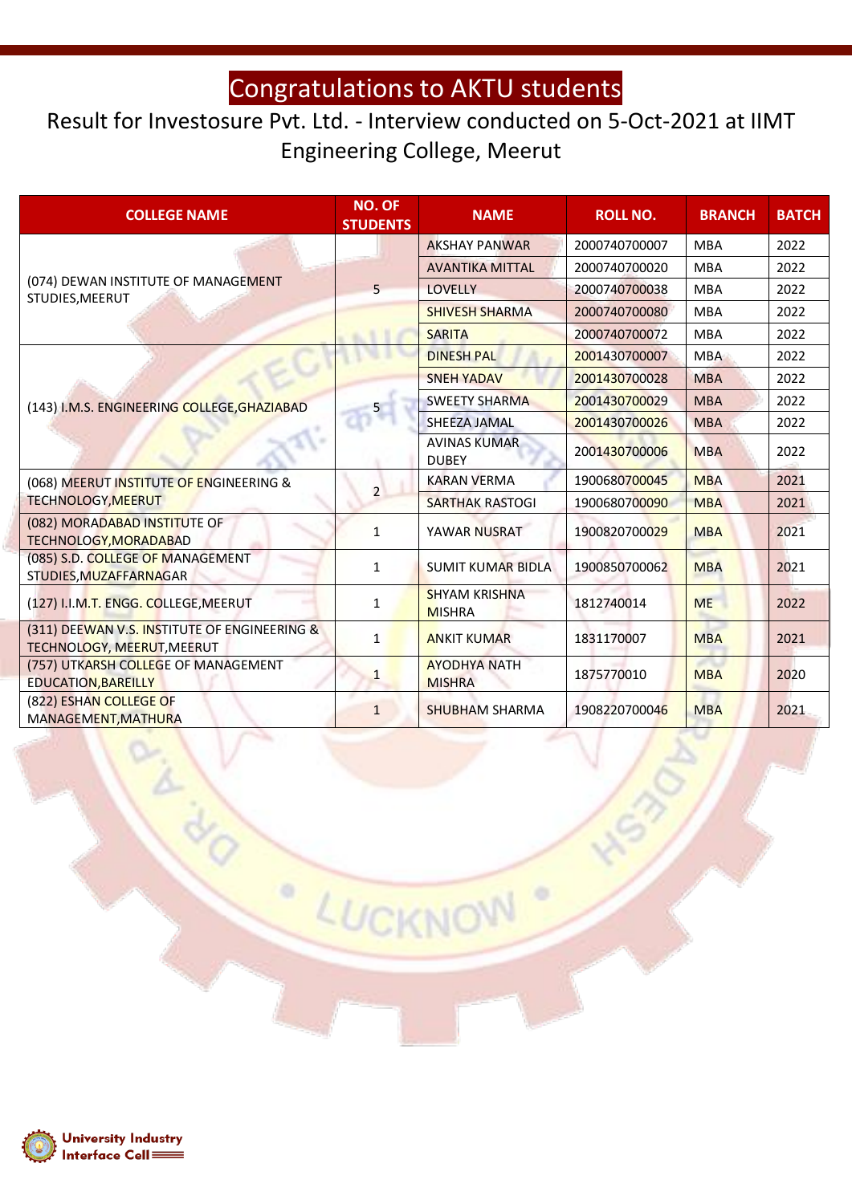# Congratulations to AKTU students

## Result for Investosure Pvt. Ltd. - Interview conducted on 5-Oct-2021 at IIMT Engineering College, Meerut

| COLLEGE NAME | NO. OF STUDENTS | NAME | ROLL NO. | BRANCH | BATCH |
|---|---|---|---|---|---|
| (074) DEWAN INSTITUTE OF MANAGEMENT STUDIES,MEERUT | 5 | AKSHAY PANWAR | 2000740700007 | MBA | 2022 |
| | | AVANTIKA MITTAL | 2000740700020 | MBA | 2022 |
| | | LOVELLY | 2000740700038 | MBA | 2022 |
| | | SHIVESH SHARMA | 2000740700080 | MBA | 2022 |
| | | SARITA | 2000740700072 | MBA | 2022 |
| (143) I.M.S. ENGINEERING COLLEGE,GHAZIABAD | 5 | DINESH PAL | 2001430700007 | MBA | 2022 |
| | | SNEH YADAV | 2001430700028 | MBA | 2022 |
| | | SWEETY SHARMA | 2001430700029 | MBA | 2022 |
| | | SHEEZA JAMAL | 2001430700026 | MBA | 2022 |
| | | AVINAS KUMAR DUBEY | 2001430700006 | MBA | 2022 |
| (068) MEERUT INSTITUTE OF ENGINEERING & TECHNOLOGY,MEERUT | 2 | KARAN VERMA | 1900680700045 | MBA | 2021 |
| | | SARTHAK RASTOGI | 1900680700090 | MBA | 2021 |
| (082) MORADABAD INSTITUTE OF TECHNOLOGY,MORADABAD | 1 | YAWAR NUSRAT | 1900820700029 | MBA | 2021 |
| (085) S.D. COLLEGE OF MANAGEMENT STUDIES,MUZAFFARNAGAR | 1 | SUMIT KUMAR BIDLA | 1900850700062 | MBA | 2021 |
| (127) I.I.M.T. ENGG. COLLEGE,MEERUT | 1 | SHYAM KRISHNA MISHRA | 1812740014 | ME | 2022 |
| (311) DEEWAN V.S. INSTITUTE OF ENGINEERING & TECHNOLOGY, MEERUT,MEERUT | 1 | ANKIT KUMAR | 1831170007 | MBA | 2021 |
| (757) UTKARSH COLLEGE OF MANAGEMENT EDUCATION,BAREILLY | 1 | AYODHYA NATH MISHRA | 1875770010 | MBA | 2020 |
| (822) ESHAN COLLEGE OF MANAGEMENT,MATHURA | 1 | SHUBHAM SHARMA | 1908220700046 | MBA | 2021 |

University Industry Interface Cell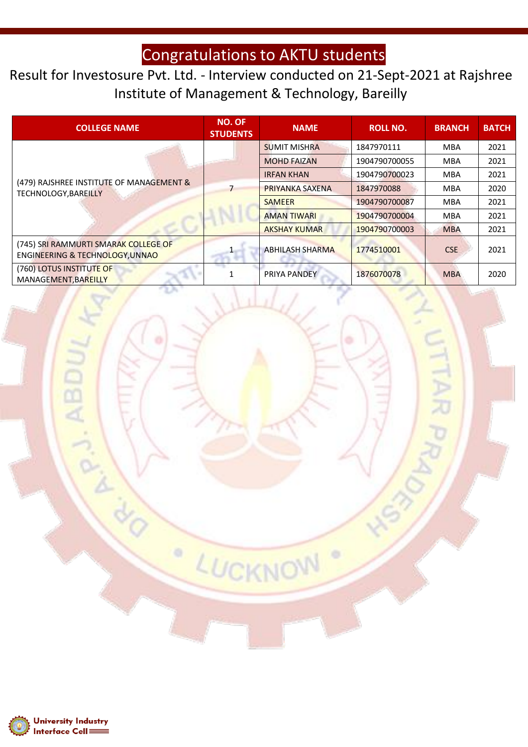# Congratulations to AKTU students

## Result for Investosure Pvt. Ltd. - Interview conducted on 21-Sept-2021 at Rajshree Institute of Management & Technology, Bareilly

| COLLEGE NAME | NO. OF STUDENTS | NAME | ROLL NO. | BRANCH | BATCH |
|---|---|---|---|---|---|
| (479) RAJSHREE INSTITUTE OF MANAGEMENT & TECHNOLOGY,BAREILLY | 7 | SUMIT MISHRA | 1847970111 | MBA | 2021 |
| | | MOHD FAIZAN | 1904790700055 | MBA | 2021 |
| | | IRFAN KHAN | 1904790700023 | MBA | 2021 |
| | | PRIYANKA SAXENA | 1847970088 | MBA | 2020 |
| | | SAMEER | 1904790700087 | MBA | 2021 |
| | | AMAN TIWARI | 1904790700004 | MBA | 2021 |
| | | AKSHAY KUMAR | 1904790700003 | MBA | 2021 |
| (745) SRI RAMMURTI SMARAK COLLEGE OF ENGINEERING & TECHNOLOGY,UNNAO | 1 | ABHILASH SHARMA | 1774510001 | CSE | 2021 |
| (760) LOTUS INSTITUTE OF MANAGEMENT,BAREILLY | 1 | PRIYA PANDEY | 1876070078 | MBA | 2020 |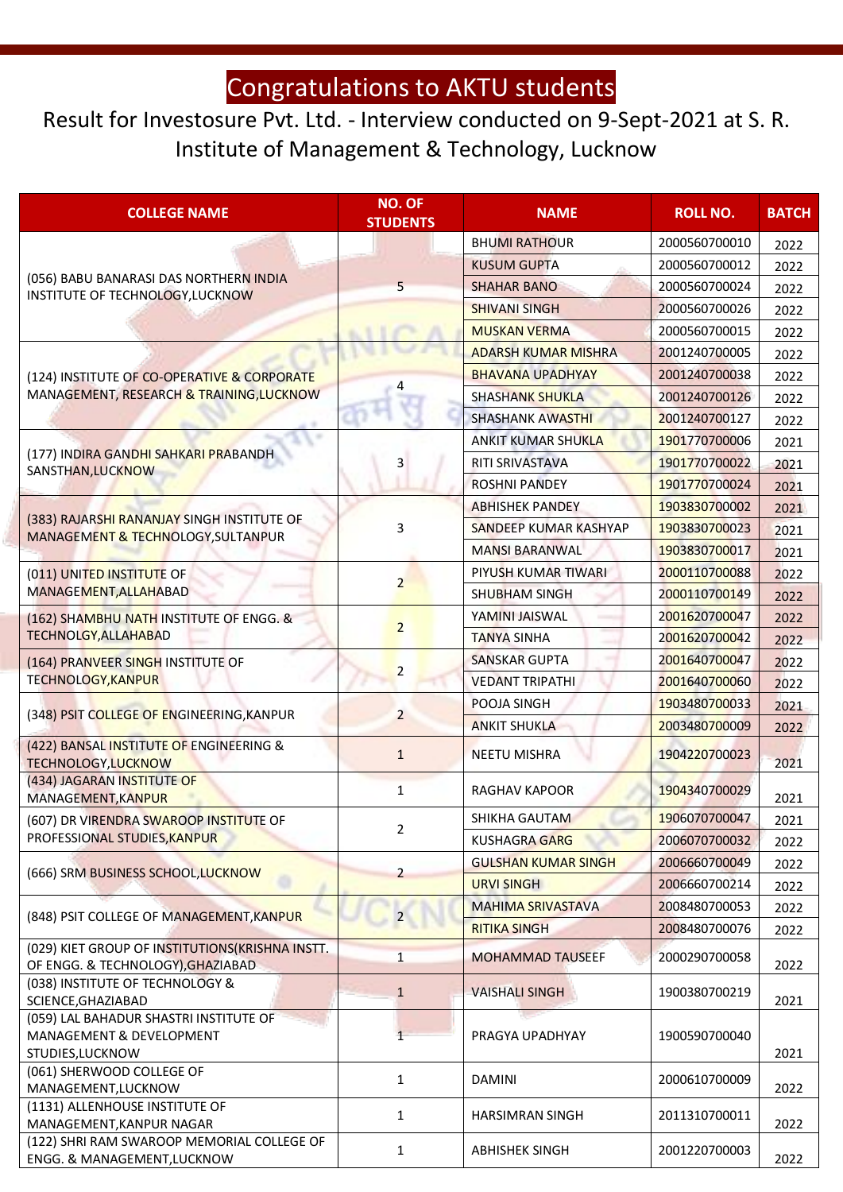# Congratulations to AKTU students

## Result for Investosure Pvt. Ltd. - Interview conducted on 9-Sept-2021 at S. R. Institute of Management & Technology, Lucknow

| COLLEGE NAME | NO. OF STUDENTS | NAME | ROLL NO. | BATCH |
|---|---|---|---|---|
| (056) BABU BANARASI DAS NORTHERN INDIA INSTITUTE OF TECHNOLOGY,LUCKNOW | 5 | BHUMI RATHOUR | 2000560700010 | 2022 |
| | | KUSUM GUPTA | 2000560700012 | 2022 |
| | | SHAHAR BANO | 2000560700024 | 2022 |
| | | SHIVANI SINGH | 2000560700026 | 2022 |
| | | MUSKAN VERMA | 2000560700015 | 2022 |
| (124) INSTITUTE OF CO-OPERATIVE & CORPORATE MANAGEMENT, RESEARCH & TRAINING,LUCKNOW | 4 | ADARSH KUMAR MISHRA | 2001240700005 | 2022 |
| | | BHAVANA UPADHYAY | 2001240700038 | 2022 |
| | | SHASHANK SHUKLA | 2001240700126 | 2022 |
| | | SHASHANK AWASTHI | 2001240700127 | 2022 |
| (177) INDIRA GANDHI SAHKARI PRABANDH SANSTHAN,LUCKNOW | 3 | ANKIT KUMAR SHUKLA | 1901770700006 | 2021 |
| | | RITI SRIVASTAVA | 1901770700022 | 2021 |
| | | ROSHNI PANDEY | 1901770700024 | 2021 |
| (383) RAJARSHI RANANJAY SINGH INSTITUTE OF MANAGEMENT & TECHNOLOGY,SULTANPUR | 3 | ABHISHEK PANDEY | 1903830700002 | 2021 |
| | | SANDEEP KUMAR KASHYAP | 1903830700023 | 2021 |
| | | MANSI BARANWAL | 1903830700017 | 2021 |
| (011) UNITED INSTITUTE OF MANAGEMENT,ALLAHABAD | 2 | PIYUSH KUMAR TIWARI | 2000110700088 | 2022 |
| | | SHUBHAM SINGH | 2000110700149 | 2022 |
| (162) SHAMBHU NATH INSTITUTE OF ENGG. & TECHNOLGY,ALLAHABAD | 2 | YAMINI JAISWAL | 2001620700047 | 2022 |
| | | TANYA SINHA | 2001620700042 | 2022 |
| (164) PRANVEER SINGH INSTITUTE OF TECHNOLOGY,KANPUR | 2 | SANSKAR GUPTA | 2001640700047 | 2022 |
| | | VEDANT TRIPATHI | 2001640700060 | 2022 |
| (348) PSIT COLLEGE OF ENGINEERING,KANPUR | 2 | POOJA SINGH | 1903480700033 | 2021 |
| | | ANKIT SHUKLA | 2003480700009 | 2022 |
| (422) BANSAL INSTITUTE OF ENGINEERING & TECHNOLOGY,LUCKNOW | 1 | NEETU MISHRA | 1904220700023 | 2021 |
| (434) JAGARAN INSTITUTE OF MANAGEMENT,KANPUR | 1 | RAGHAV KAPOOR | 1904340700029 | 2021 |
| (607) DR VIRENDRA SWAROOP INSTITUTE OF PROFESSIONAL STUDIES,KANPUR | 2 | SHIKHA GAUTAM | 1906070700047 | 2021 |
| | | KUSHAGRA GARG | 2006070700032 | 2022 |
| (666) SRM BUSINESS SCHOOL,LUCKNOW | 2 | GULSHAN KUMAR SINGH | 2006660700049 | 2022 |
| | | URVI SINGH | 2006660700214 | 2022 |
| (848) PSIT COLLEGE OF MANAGEMENT,KANPUR | 2 | MAHIMA SRIVASTAVA | 2008480700053 | 2022 |
| | | RITIKA SINGH | 2008480700076 | 2022 |
| (029) KIET GROUP OF INSTITUTIONS(KRISHNA INSTT. OF ENGG. & TECHNOLOGY),GHAZIABAD | 1 | MOHAMMAD TAUSEEF | 2000290700058 | 2022 |
| (038) INSTITUTE OF TECHNOLOGY & SCIENCE,GHAZIABAD | 1 | VAISHALI SINGH | 1900380700219 | 2021 |
| (059) LAL BAHADUR SHASTRI INSTITUTE OF MANAGEMENT & DEVELOPMENT STUDIES,LUCKNOW | 1 | PRAGYA UPADHYAY | 1900590700040 | 2021 |
| (061) SHERWOOD COLLEGE OF MANAGEMENT,LUCKNOW | 1 | DAMINI | 2000610700009 | 2022 |
| (1131) ALLENHOUSE INSTITUTE OF MANAGEMENT,KANPUR NAGAR | 1 | HARSIMRAN SINGH | 2011310700011 | 2022 |
| (122) SHRI RAM SWAROOP MEMORIAL COLLEGE OF ENGG. & MANAGEMENT,LUCKNOW | 1 | ABHISHEK SINGH | 2001220700003 | 2022 |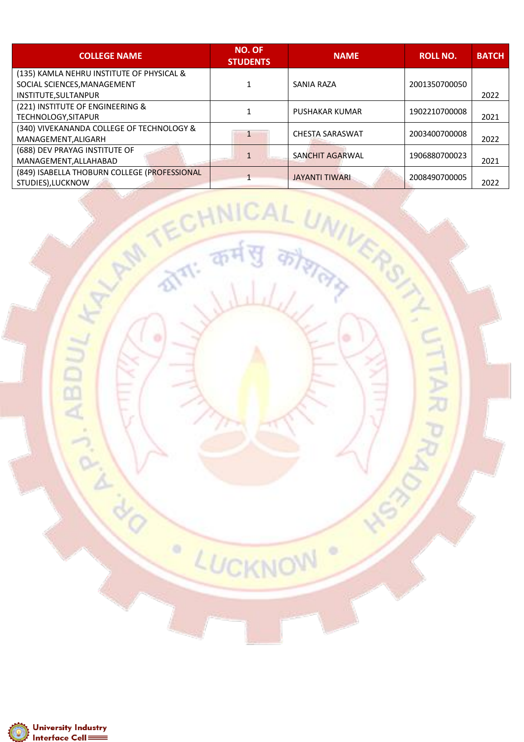| COLLEGE NAME | NO. OF STUDENTS | NAME | ROLL NO. | BATCH |
|---|---|---|---|---|
| (135) KAMLA NEHRU INSTITUTE OF PHYSICAL & SOCIAL SCIENCES,MANAGEMENT INSTITUTE,SULTANPUR | 1 | SANIA RAZA | 2001350700050 | 2022 |
| (221) INSTITUTE OF ENGINEERING & TECHNOLOGY,SITAPUR | 1 | PUSHAKAR KUMAR | 1902210700008 | 2021 |
| (340) VIVEKANANDA COLLEGE OF TECHNOLOGY & MANAGEMENT,ALIGARH | 1 | CHESTA SARASWAT | 2003400700008 | 2022 |
| (688) DEV PRAYAG INSTITUTE OF MANAGEMENT,ALLAHABAD | 1 | SANCHIT AGARWAL | 1906880700023 | 2021 |
| (849) ISABELLA THOBURN COLLEGE (PROFESSIONAL STUDIES),LUCKNOW | 1 | JAYANTI TIWARI | 2008490700005 | 2022 |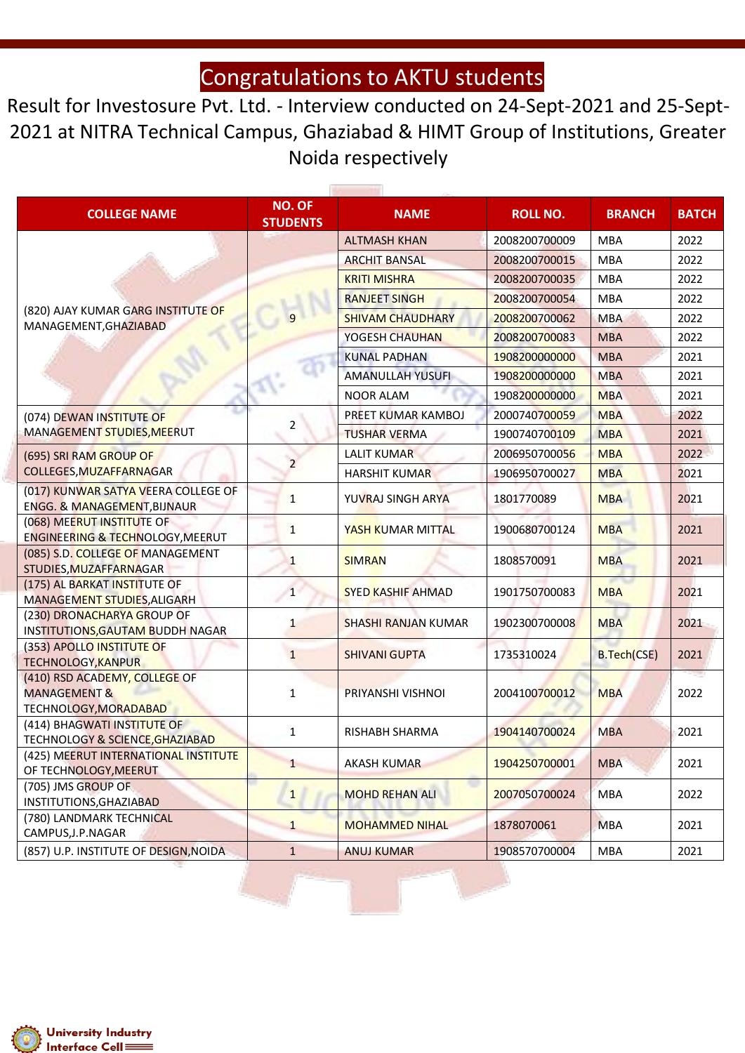# Congratulations to AKTU students

Result for Investosure Pvt. Ltd. - Interview conducted on 24-Sept-2021 and 25-Sept-2021 at NITRA Technical Campus, Ghaziabad & HIMT Group of Institutions, Greater Noida respectively

| COLLEGE NAME | NO. OF STUDENTS | NAME | ROLL NO. | BRANCH | BATCH |
|---|---|---|---|---|---|
| (820) AJAY KUMAR GARG INSTITUTE OF MANAGEMENT,GHAZIABAD | 9 | ALTMASH KHAN | 2008200700009 | MBA | 2022 |
| | | ARCHIT BANSAL | 2008200700015 | MBA | 2022 |
| | | KRITI MISHRA | 2008200700035 | MBA | 2022 |
| | | RANJEET SINGH | 2008200700054 | MBA | 2022 |
| | | SHIVAM CHAUDHARY | 2008200700062 | MBA | 2022 |
| | | YOGESH CHAUHAN | 2008200700083 | MBA | 2022 |
| | | KUNAL PADHAN | 1908200000000 | MBA | 2021 |
| | | AMANULLAH YUSUFI | 1908200000000 | MBA | 2021 |
| | | NOOR ALAM | 1908200000000 | MBA | 2021 |
| (074) DEWAN INSTITUTE OF MANAGEMENT STUDIES,MEERUT | 2 | PREET KUMAR KAMBOJ | 2000740700059 | MBA | 2022 |
| | | TUSHAR VERMA | 1900740700109 | MBA | 2021 |
| (695) SRI RAM GROUP OF COLLEGES,MUZAFFARNAGAR | 2 | LALIT KUMAR | 2006950700056 | MBA | 2022 |
| | | HARSHIT KUMAR | 1906950700027 | MBA | 2021 |
| (017) KUNWAR SATYA VEERA COLLEGE OF ENGG. & MANAGEMENT,BIJNAUR | 1 | YUVRAJ SINGH ARYA | 1801770089 | MBA | 2021 |
| (068) MEERUT INSTITUTE OF ENGINEERING & TECHNOLOGY,MEERUT | 1 | YASH KUMAR MITTAL | 1900680700124 | MBA | 2021 |
| (085) S.D. COLLEGE OF MANAGEMENT STUDIES,MUZAFFARNAGAR | 1 | SIMRAN | 1808570091 | MBA | 2021 |
| (175) AL BARKAT INSTITUTE OF MANAGEMENT STUDIES,ALIGARH | 1 | SYED KASHIF AHMAD | 1901750700083 | MBA | 2021 |
| (230) DRONACHARYA GROUP OF INSTITUTIONS,GAUTAM BUDDH NAGAR | 1 | SHASHI RANJAN KUMAR | 1902300700008 | MBA | 2021 |
| (353) APOLLO INSTITUTE OF TECHNOLOGY,KANPUR | 1 | SHIVANI GUPTA | 1735310024 | B.Tech(CSE) | 2021 |
| (410) RSD ACADEMY, COLLEGE OF MANAGEMENT & TECHNOLOGY,MORADABAD | 1 | PRIYANSHI VISHNOI | 2004100700012 | MBA | 2022 |
| (414) BHAGWATI INSTITUTE OF TECHNOLOGY & SCIENCE,GHAZIABAD | 1 | RISHABH SHARMA | 1904140700024 | MBA | 2021 |
| (425) MEERUT INTERNATIONAL INSTITUTE OF TECHNOLOGY,MEERUT | 1 | AKASH KUMAR | 1904250700001 | MBA | 2021 |
| (705) JMS GROUP OF INSTITUTIONS,GHAZIABAD | 1 | MOHD REHAN ALI | 2007050700024 | MBA | 2022 |
| (780) LANDMARK TECHNICAL CAMPUS,J.P.NAGAR | 1 | MOHAMMED NIHAL | 1878070061 | MBA | 2021 |
| (857) U.P. INSTITUTE OF DESIGN,NOIDA | 1 | ANUJ KUMAR | 1908570700004 | MBA | 2021 |

University Industry Interface Cell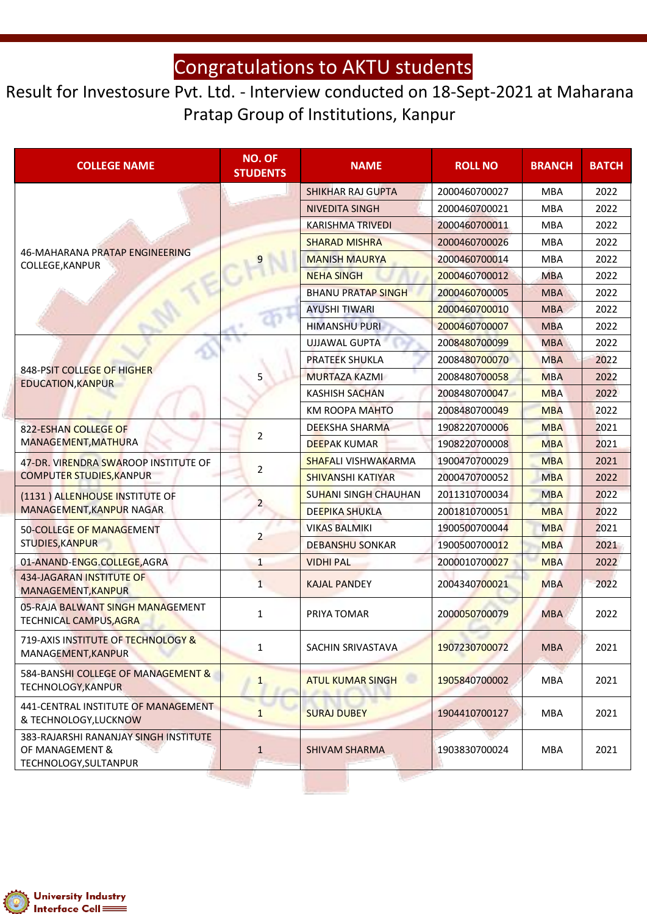# Congratulations to AKTU students

Result for Investosure Pvt. Ltd. - Interview conducted on 18-Sept-2021 at Maharana Pratap Group of Institutions, Kanpur

| COLLEGE NAME | NO. OF STUDENTS | NAME | ROLL NO | BRANCH | BATCH |
|---|---|---|---|---|---|
| 46-MAHARANA PRATAP ENGINEERING COLLEGE,KANPUR | 9 | SHIKHAR RAJ GUPTA | 2000460700027 | MBA | 2022 |
| | | NIVEDITA SINGH | 2000460700021 | MBA | 2022 |
| | | KARISHMA TRIVEDI | 2000460700011 | MBA | 2022 |
| | | SHARAD MISHRA | 2000460700026 | MBA | 2022 |
| | | MANISH MAURYA | 2000460700014 | MBA | 2022 |
| | | NEHA SINGH | 2000460700012 | MBA | 2022 |
| | | BHANU PRATAP SINGH | 2000460700005 | MBA | 2022 |
| | | AYUSHI TIWARI | 2000460700010 | MBA | 2022 |
| | | HIMANSHU PURI | 2000460700007 | MBA | 2022 |
| 848-PSIT COLLEGE OF HIGHER EDUCATION,KANPUR | 5 | UJJAWAL GUPTA | 2008480700099 | MBA | 2022 |
| | | PRATEEK SHUKLA | 2008480700070 | MBA | 2022 |
| | | MURTAZA KAZMI | 2008480700058 | MBA | 2022 |
| | | KASHISH SACHAN | 2008480700047 | MBA | 2022 |
| | | KM ROOPA MAHTO | 2008480700049 | MBA | 2022 |
| 822-ESHAN COLLEGE OF MANAGEMENT,MATHURA | 2 | DEEKSHA SHARMA | 1908220700006 | MBA | 2021 |
| | | DEEPAK KUMAR | 1908220700008 | MBA | 2021 |
| 47-DR. VIRENDRA SWAROOP INSTITUTE OF COMPUTER STUDIES,KANPUR | 2 | SHAFALI VISHWAKARMA | 1900470700029 | MBA | 2021 |
| | | SHIVANSHI KATIYAR | 2000470700052 | MBA | 2022 |
| (1131 ) ALLENHOUSE INSTITUTE OF MANAGEMENT,KANPUR NAGAR | 2 | SUHANI SINGH CHAUHAN | 2011310700034 | MBA | 2022 |
| | | DEEPIKA SHUKLA | 2001810700051 | MBA | 2022 |
| 50-COLLEGE OF MANAGEMENT STUDIES,KANPUR | 2 | VIKAS BALMIKI | 1900500700044 | MBA | 2021 |
| | | DEBANSHU SONKAR | 1900500700012 | MBA | 2021 |
| 01-ANAND-ENGG.COLLEGE,AGRA | 1 | VIDHI PAL | 2000010700027 | MBA | 2022 |
| 434-JAGARAN INSTITUTE OF MANAGEMENT,KANPUR | 1 | KAJAL PANDEY | 2004340700021 | MBA | 2022 |
| 05-RAJA BALWANT SINGH MANAGEMENT TECHNICAL CAMPUS,AGRA | 1 | PRIYA TOMAR | 2000050700079 | MBA | 2022 |
| 719-AXIS INSTITUTE OF TECHNOLOGY & MANAGEMENT,KANPUR | 1 | SACHIN SRIVASTAVA | 1907230700072 | MBA | 2021 |
| 584-BANSHI COLLEGE OF MANAGEMENT & TECHNOLOGY,KANPUR | 1 | ATUL KUMAR SINGH | 1905840700002 | MBA | 2021 |
| 441-CENTRAL INSTITUTE OF MANAGEMENT & TECHNOLOGY,LUCKNOW | 1 | SURAJ DUBEY | 1904410700127 | MBA | 2021 |
| 383-RAJARSHI RANANJAY SINGH INSTITUTE OF MANAGEMENT & TECHNOLOGY,SULTANPUR | 1 | SHIVAM SHARMA | 1903830700024 | MBA | 2021 |

University Industry Interface Cell